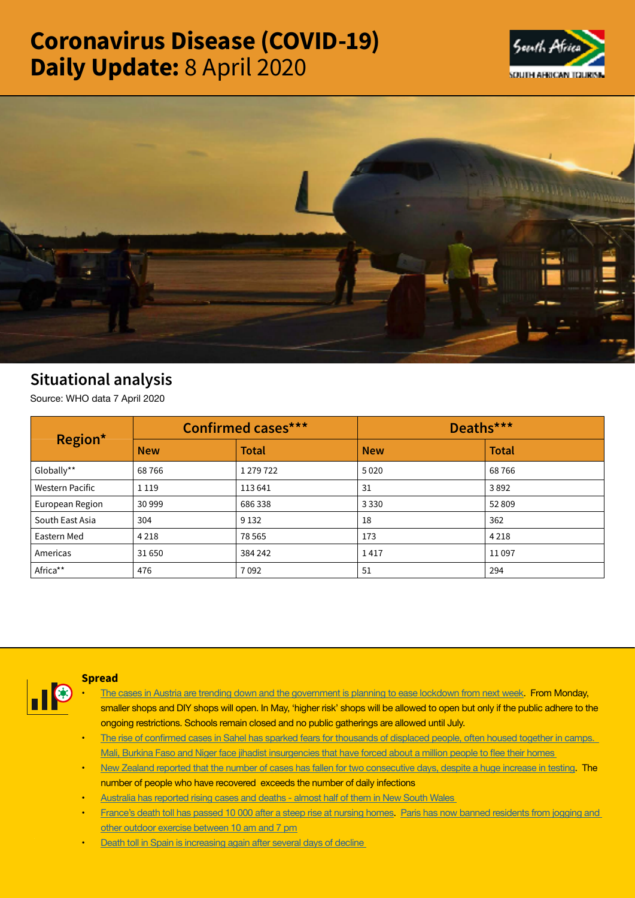# Coronavirus Disease (COVID-19) Daily Update: 8 April 2020

## Situational analysis

Source: WHO data 7 April 2020

| Region* | Confirmed cases*** | | Deaths*** | |
|---|---|---|---|---|
| | **New** | **Total** | **New** | **Total** |
| Globally** | 68 766 | 1 279 722 | 5 020 | 68 766 |
| Western Pacific | 1 119 | 113 641 | 31 | 3 892 |
| European Region | 30 999 | 686 338 | 3 330 | 52 809 |
| South East Asia | 304 | 9 132 | 18 | 362 |
| Eastern Med | 4 218 | 78 565 | 173 | 4 218 |
| Americas | 31 650 | 384 242 | 1 417 | 11 097 |
| Africa** | 476 | 7 092 | 51 | 294 |

### Spread

- The cases in Austria are trending down and the government is planning to ease lockdown from next week. From Monday, smaller shops and DIY shops will open. In May, 'higher risk' shops will be allowed to open but only if the public adhere to the ongoing restrictions. Schools remain closed and no public gatherings are allowed until July.
- The rise of confirmed cases in Sahel has sparked fears for thousands of displaced people, often housed together in camps. Mali, Burkina Faso and Niger face jihadist insurgencies that have forced about a million people to flee their homes
- New Zealand reported that the number of cases has fallen for two consecutive days, despite a huge increase in testing. The number of people who have recovered exceeds the number of daily infections
- Australia has reported rising cases and deaths - almost half of them in New South Wales
- France's death toll has passed 10 000 after a steep rise at nursing homes. Paris has now banned residents from jogging and other outdoor exercise between 10 am and 7 pm
- Death toll in Spain is increasing again after several days of decline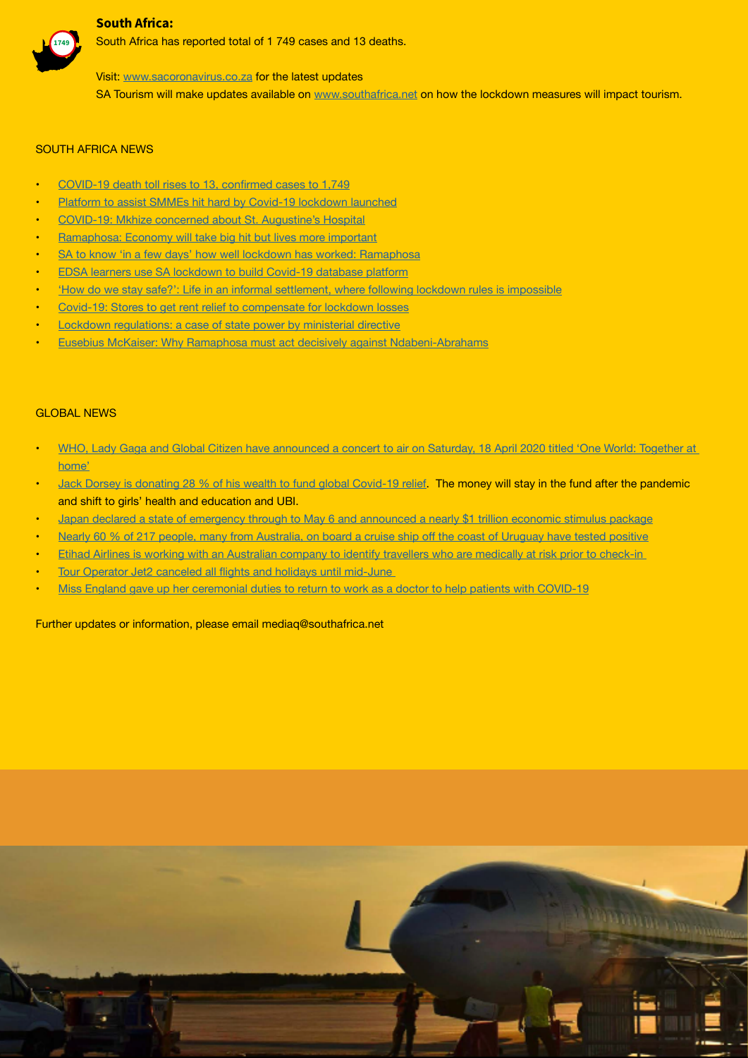**South Africa:**

South Africa has reported total of 1 749 cases and 13 deaths.

Visit: www.sacoronavirus.co.za for the latest updates
SA Tourism will make updates available on www.southafrica.net on how the lockdown measures will impact tourism.

SOUTH AFRICA NEWS

- COVID-19 death toll rises to 13, confirmed cases to 1,749
- Platform to assist SMMEs hit hard by Covid-19 lockdown launched
- COVID-19: Mkhize concerned about St. Augustine's Hospital
- Ramaphosa: Economy will take big hit but lives more important
- SA to know 'in a few days' how well lockdown has worked: Ramaphosa
- EDSA learners use SA lockdown to build Covid-19 database platform
- 'How do we stay safe?': Life in an informal settlement, where following lockdown rules is impossible
- Covid-19: Stores to get rent relief to compensate for lockdown losses
- Lockdown regulations: a case of state power by ministerial directive
- Eusebius McKaiser: Why Ramaphosa must act decisively against Ndabeni-Abrahams

GLOBAL NEWS

- WHO, Lady Gaga and Global Citizen have announced a concert to air on Saturday, 18 April 2020 titled 'One World: Together at home'
- Jack Dorsey is donating 28 % of his wealth to fund global Covid-19 relief. The money will stay in the fund after the pandemic and shift to girls' health and education and UBI.
- Japan declared a state of emergency through to May 6 and announced a nearly $1 trillion economic stimulus package
- Nearly 60 % of 217 people, many from Australia, on board a cruise ship off the coast of Uruguay have tested positive
- Etihad Airlines is working with an Australian company to identify travellers who are medically at risk prior to check-in
- Tour Operator Jet2 canceled all flights and holidays until mid-June
- Miss England gave up her ceremonial duties to return to work as a doctor to help patients with COVID-19

Further updates or information, please email mediaq@southafrica.net